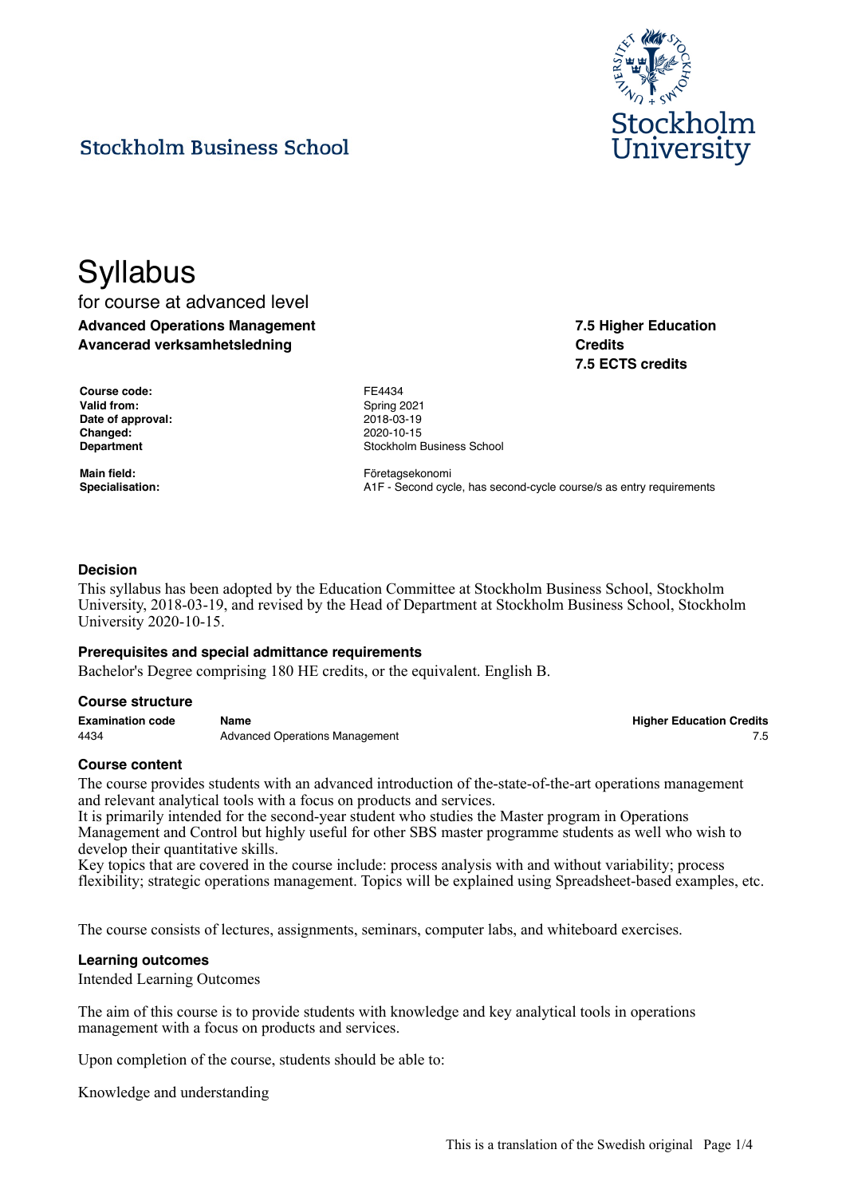Stockholm Business School

# Syllabus

for course at advanced level

**Advanced Operations Management**
**Avancerad verksamhetsledning**

**7.5 Higher Education Credits**
**7.5 ECTS credits**

| | |
|---|---|
| **Course code:** | FE4434 |
| **Valid from:** | Spring 2021 |
| **Date of approval:** | 2018-03-19 |
| **Changed:** | 2020-10-15 |
| **Department** | Stockholm Business School |
| **Main field:** | Företagsekonomi |
| **Specialisation:** | A1F - Second cycle, has second-cycle course/s as entry requirements |

### Decision

This syllabus has been adopted by the Education Committee at Stockholm Business School, Stockholm University, 2018-03-19, and revised by the Head of Department at Stockholm Business School, Stockholm University 2020-10-15.

### Prerequisites and special admittance requirements

Bachelor's Degree comprising 180 HE credits, or the equivalent. English B.

### Course structure

| Examination code | Name | Higher Education Credits |
|---|---|---|
| 4434 | Advanced Operations Management | 7.5 |

### Course content

The course provides students with an advanced introduction of the-state-of-the-art operations management and relevant analytical tools with a focus on products and services.
It is primarily intended for the second-year student who studies the Master program in Operations Management and Control but highly useful for other SBS master programme students as well who wish to develop their quantitative skills.
Key topics that are covered in the course include: process analysis with and without variability; process flexibility; strategic operations management. Topics will be explained using Spreadsheet-based examples, etc.

The course consists of lectures, assignments, seminars, computer labs, and whiteboard exercises.

### Learning outcomes

Intended Learning Outcomes

The aim of this course is to provide students with knowledge and key analytical tools in operations management with a focus on products and services.

Upon completion of the course, students should be able to:

Knowledge and understanding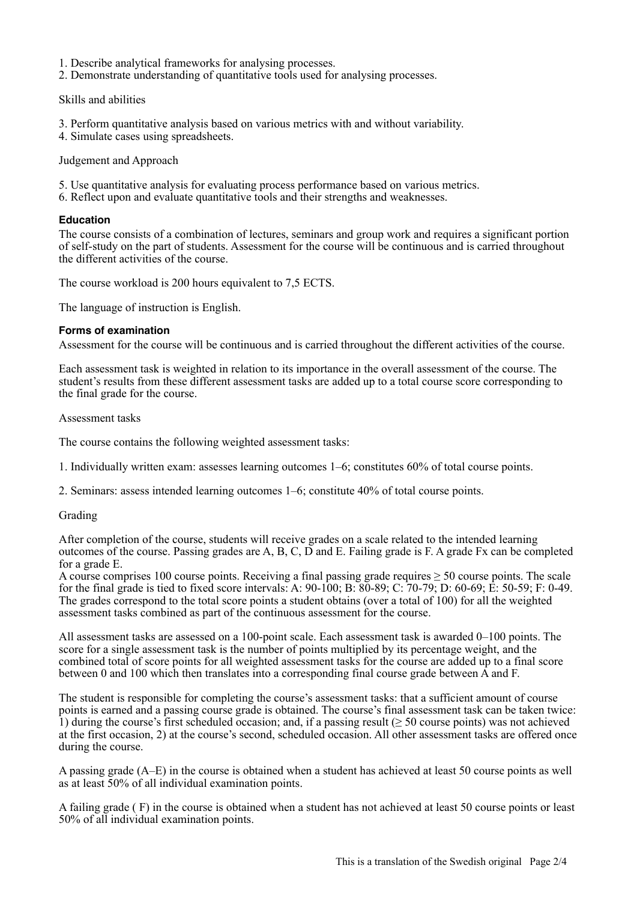1. Describe analytical frameworks for analysing processes.
2. Demonstrate understanding of quantitative tools used for analysing processes.

Skills and abilities

3. Perform quantitative analysis based on various metrics with and without variability.
4. Simulate cases using spreadsheets.

Judgement and Approach

5. Use quantitative analysis for evaluating process performance based on various metrics.
6. Reflect upon and evaluate quantitative tools and their strengths and weaknesses.

#### Education

The course consists of a combination of lectures, seminars and group work and requires a significant portion of self-study on the part of students. Assessment for the course will be continuous and is carried throughout the different activities of the course.

The course workload is 200 hours equivalent to 7,5 ECTS.

The language of instruction is English.

#### Forms of examination

Assessment for the course will be continuous and is carried throughout the different activities of the course.

Each assessment task is weighted in relation to its importance in the overall assessment of the course. The student's results from these different assessment tasks are added up to a total course score corresponding to the final grade for the course.

Assessment tasks

The course contains the following weighted assessment tasks:

1. Individually written exam: assesses learning outcomes 1–6; constitutes 60% of total course points.

2. Seminars: assess intended learning outcomes 1–6; constitute 40% of total course points.

Grading

After completion of the course, students will receive grades on a scale related to the intended learning outcomes of the course. Passing grades are A, B, C, D and E. Failing grade is F. A grade Fx can be completed for a grade E.
A course comprises 100 course points. Receiving a final passing grade requires ≥ 50 course points. The scale for the final grade is tied to fixed score intervals: A: 90-100; B: 80-89; C: 70-79; D: 60-69; E: 50-59; F: 0-49. The grades correspond to the total score points a student obtains (over a total of 100) for all the weighted assessment tasks combined as part of the continuous assessment for the course.

All assessment tasks are assessed on a 100-point scale. Each assessment task is awarded 0–100 points. The score for a single assessment task is the number of points multiplied by its percentage weight, and the combined total of score points for all weighted assessment tasks for the course are added up to a final score between 0 and 100 which then translates into a corresponding final course grade between A and F.

The student is responsible for completing the course's assessment tasks: that a sufficient amount of course points is earned and a passing course grade is obtained. The course's final assessment task can be taken twice: 1) during the course's first scheduled occasion; and, if a passing result (≥ 50 course points) was not achieved at the first occasion, 2) at the course's second, scheduled occasion. All other assessment tasks are offered once during the course.

A passing grade (A–E) in the course is obtained when a student has achieved at least 50 course points as well as at least 50% of all individual examination points.

A failing grade ( F) in the course is obtained when a student has not achieved at least 50 course points or least 50% of all individual examination points.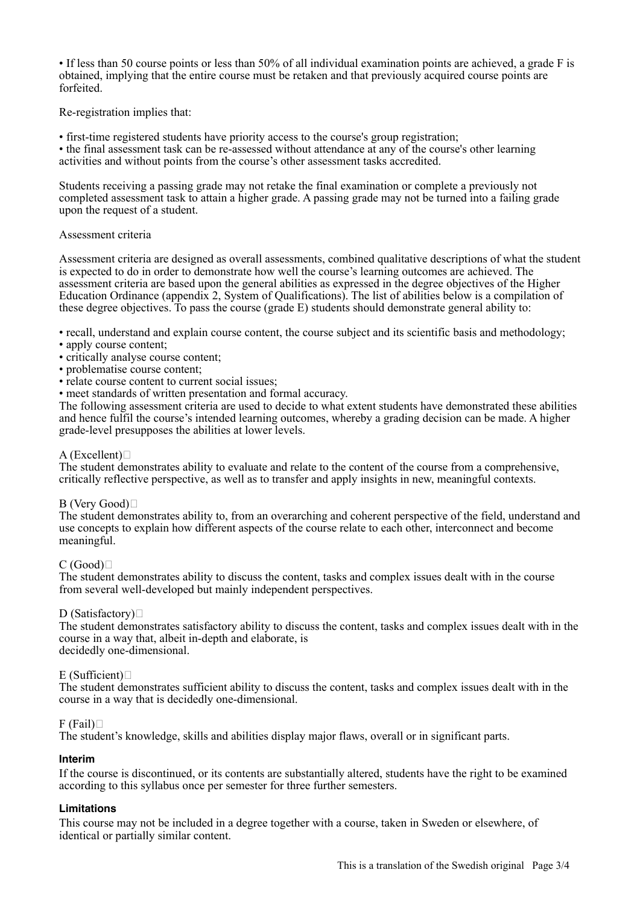• If less than 50 course points or less than 50% of all individual examination points are achieved, a grade F is obtained, implying that the entire course must be retaken and that previously acquired course points are forfeited.

Re-registration implies that:

• first-time registered students have priority access to the course's group registration;
• the final assessment task can be re-assessed without attendance at any of the course's other learning activities and without points from the course's other assessment tasks accredited.

Students receiving a passing grade may not retake the final examination or complete a previously not completed assessment task to attain a higher grade. A passing grade may not be turned into a failing grade upon the request of a student.

Assessment criteria

Assessment criteria are designed as overall assessments, combined qualitative descriptions of what the student is expected to do in order to demonstrate how well the course's learning outcomes are achieved. The assessment criteria are based upon the general abilities as expressed in the degree objectives of the Higher Education Ordinance (appendix 2, System of Qualifications). The list of abilities below is a compilation of these degree objectives. To pass the course (grade E) students should demonstrate general ability to:

• recall, understand and explain course content, the course subject and its scientific basis and methodology;
• apply course content;
• critically analyse course content;
• problematise course content;
• relate course content to current social issues;
• meet standards of written presentation and formal accuracy.

The following assessment criteria are used to decide to what extent students have demonstrated these abilities and hence fulfil the course's intended learning outcomes, whereby a grading decision can be made. A higher grade-level presupposes the abilities at lower levels.

A (Excellent)
The student demonstrates ability to evaluate and relate to the content of the course from a comprehensive, critically reflective perspective, as well as to transfer and apply insights in new, meaningful contexts.

B (Very Good)
The student demonstrates ability to, from an overarching and coherent perspective of the field, understand and use concepts to explain how different aspects of the course relate to each other, interconnect and become meaningful.

C (Good)
The student demonstrates ability to discuss the content, tasks and complex issues dealt with in the course from several well-developed but mainly independent perspectives.

D (Satisfactory)
The student demonstrates satisfactory ability to discuss the content, tasks and complex issues dealt with in the course in a way that, albeit in-depth and elaborate, is decidedly one-dimensional.

E (Sufficient)
The student demonstrates sufficient ability to discuss the content, tasks and complex issues dealt with in the course in a way that is decidedly one-dimensional.

F (Fail)
The student's knowledge, skills and abilities display major flaws, overall or in significant parts.

## Interim

If the course is discontinued, or its contents are substantially altered, students have the right to be examined according to this syllabus once per semester for three further semesters.

## Limitations

This course may not be included in a degree together with a course, taken in Sweden or elsewhere, of identical or partially similar content.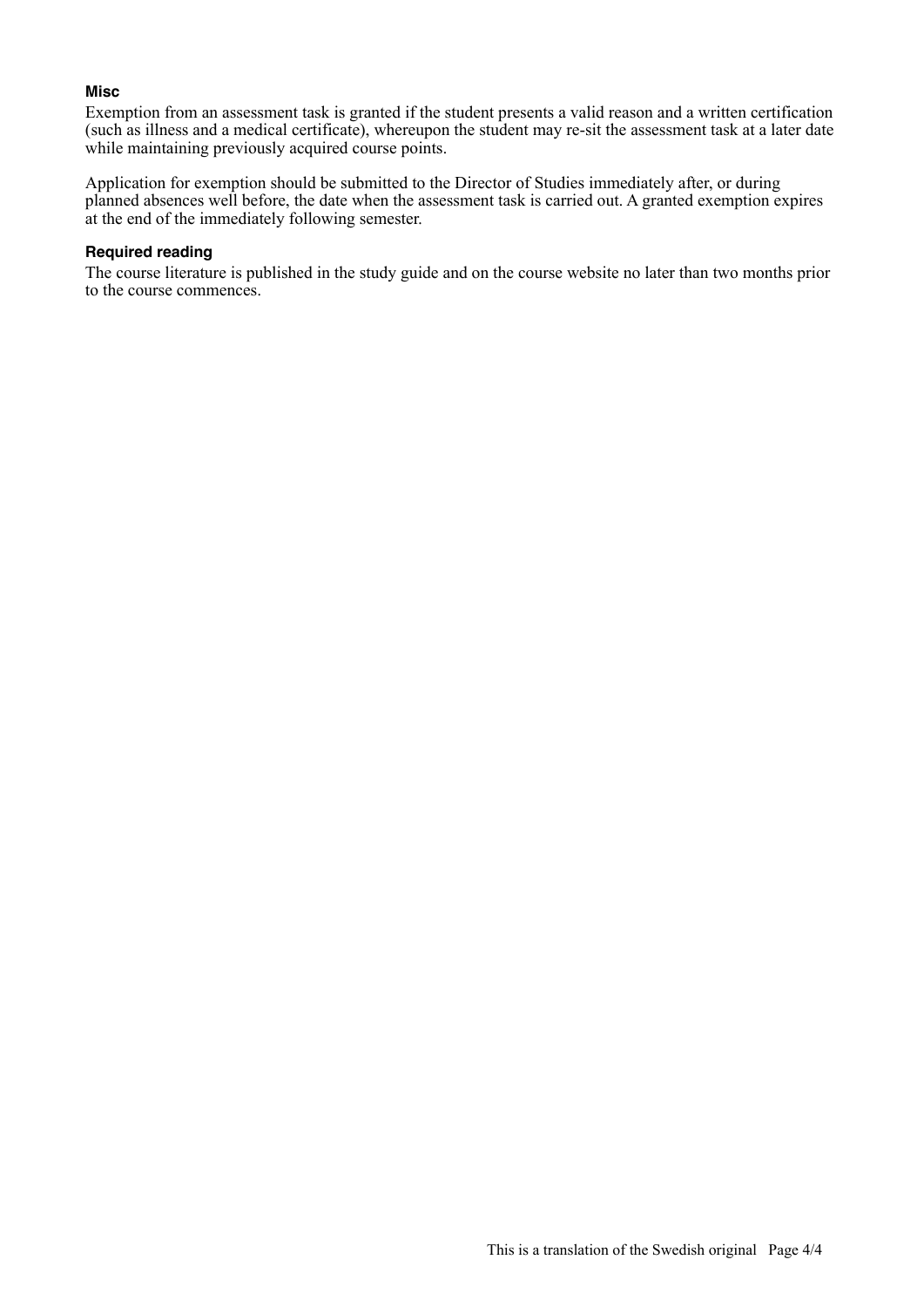### Misc

Exemption from an assessment task is granted if the student presents a valid reason and a written certification (such as illness and a medical certificate), whereupon the student may re-sit the assessment task at a later date while maintaining previously acquired course points.

Application for exemption should be submitted to the Director of Studies immediately after, or during planned absences well before, the date when the assessment task is carried out. A granted exemption expires at the end of the immediately following semester.

### Required reading

The course literature is published in the study guide and on the course website no later than two months prior to the course commences.